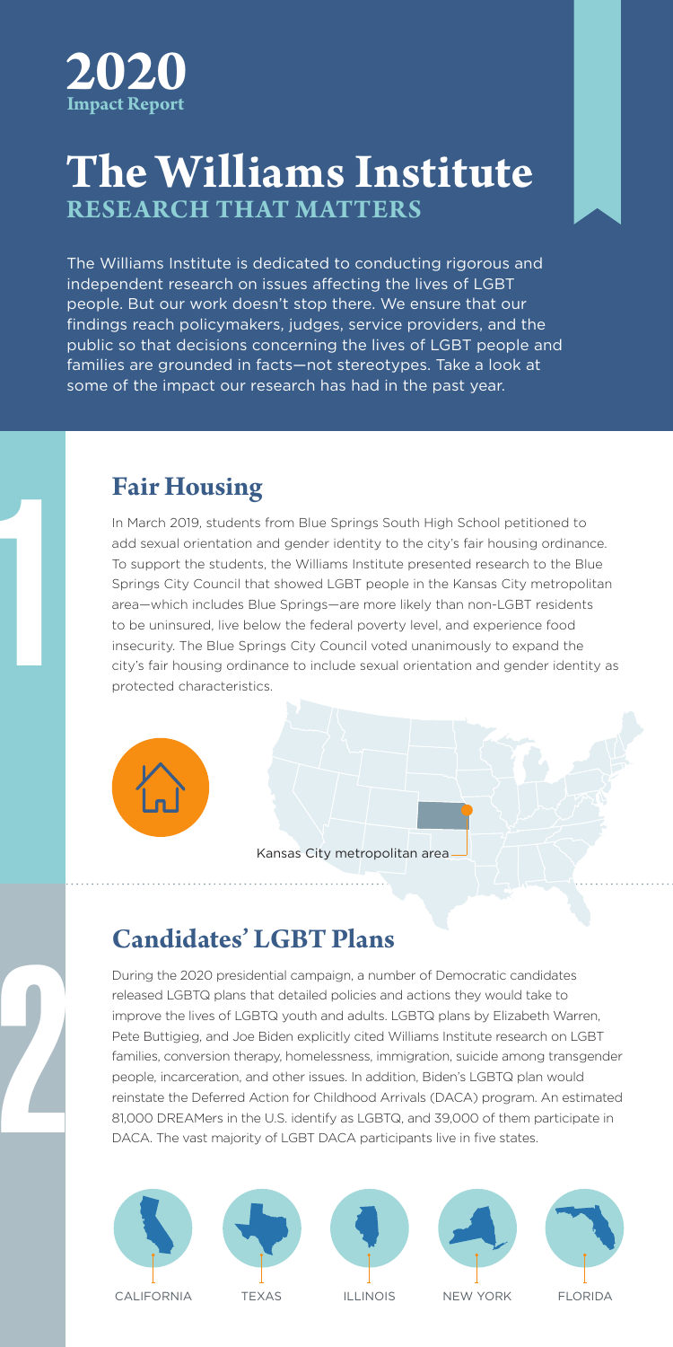**2020**
**Impact Report**

# The Williams Institute
## RESEARCH THAT MATTERS

The Williams Institute is dedicated to conducting rigorous and independent research on issues affecting the lives of LGBT people. But our work doesn't stop there. We ensure that our findings reach policymakers, judges, service providers, and the public so that decisions concerning the lives of LGBT people and families are grounded in facts—not stereotypes. Take a look at some of the impact our research has had in the past year.

1

## Fair Housing

In March 2019, students from Blue Springs South High School petitioned to add sexual orientation and gender identity to the city's fair housing ordinance. To support the students, the Williams Institute presented research to the Blue Springs City Council that showed LGBT people in the Kansas City metropolitan area—which includes Blue Springs—are more likely than non-LGBT residents to be uninsured, live below the federal poverty level, and experience food insecurity. The Blue Springs City Council voted unanimously to expand the city's fair housing ordinance to include sexual orientation and gender identity as protected characteristics.

Kansas City metropolitan area

2

## Candidates' LGBT Plans

During the 2020 presidential campaign, a number of Democratic candidates released LGBTQ plans that detailed policies and actions they would take to improve the lives of LGBTQ youth and adults. LGBTQ plans by Elizabeth Warren, Pete Buttigieg, and Joe Biden explicitly cited Williams Institute research on LGBT families, conversion therapy, homelessness, immigration, suicide among transgender people, incarceration, and other issues. In addition, Biden's LGBTQ plan would reinstate the Deferred Action for Childhood Arrivals (DACA) program. An estimated 81,000 DREAMers in the U.S. identify as LGBTQ, and 39,000 of them participate in DACA. The vast majority of LGBT DACA participants live in five states.

CALIFORNIA | TEXAS | ILLINOIS | NEW YORK | FLORIDA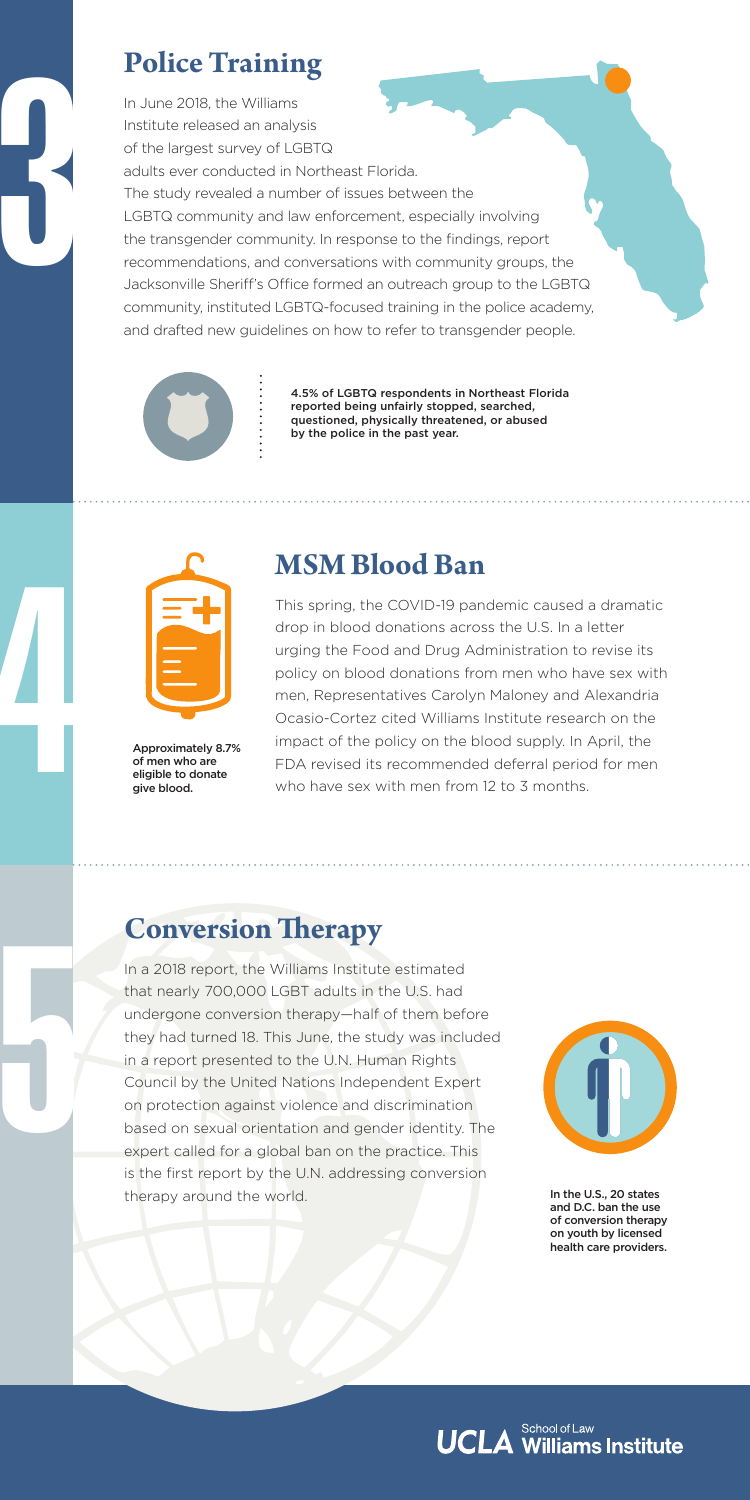3

## Police Training

In June 2018, the Williams Institute released an analysis of the largest survey of LGBTQ adults ever conducted in Northeast Florida. The study revealed a number of issues between the LGBTQ community and law enforcement, especially involving the transgender community. In response to the findings, report recommendations, and conversations with community groups, the Jacksonville Sheriff's Office formed an outreach group to the LGBTQ community, instituted LGBTQ-focused training in the police academy, and drafted new guidelines on how to refer to transgender people.

4.5% of LGBTQ respondents in Northeast Florida reported being unfairly stopped, searched, questioned, physically threatened, or abused by the police in the past year.

4

## MSM Blood Ban

Approximately 8.7% of men who are eligible to donate give blood.

This spring, the COVID-19 pandemic caused a dramatic drop in blood donations across the U.S. In a letter urging the Food and Drug Administration to revise its policy on blood donations from men who have sex with men, Representatives Carolyn Maloney and Alexandria Ocasio-Cortez cited Williams Institute research on the impact of the policy on the blood supply. In April, the FDA revised its recommended deferral period for men who have sex with men from 12 to 3 months.

5

## Conversion Therapy

In a 2018 report, the Williams Institute estimated that nearly 700,000 LGBT adults in the U.S. had undergone conversion therapy—half of them before they had turned 18. This June, the study was included in a report presented to the U.N. Human Rights Council by the United Nations Independent Expert on protection against violence and discrimination based on sexual orientation and gender identity. The expert called for a global ban on the practice. This is the first report by the U.N. addressing conversion therapy around the world.

In the U.S., 20 states and D.C. ban the use of conversion therapy on youth by licensed health care providers.

UCLA School of Law Williams Institute